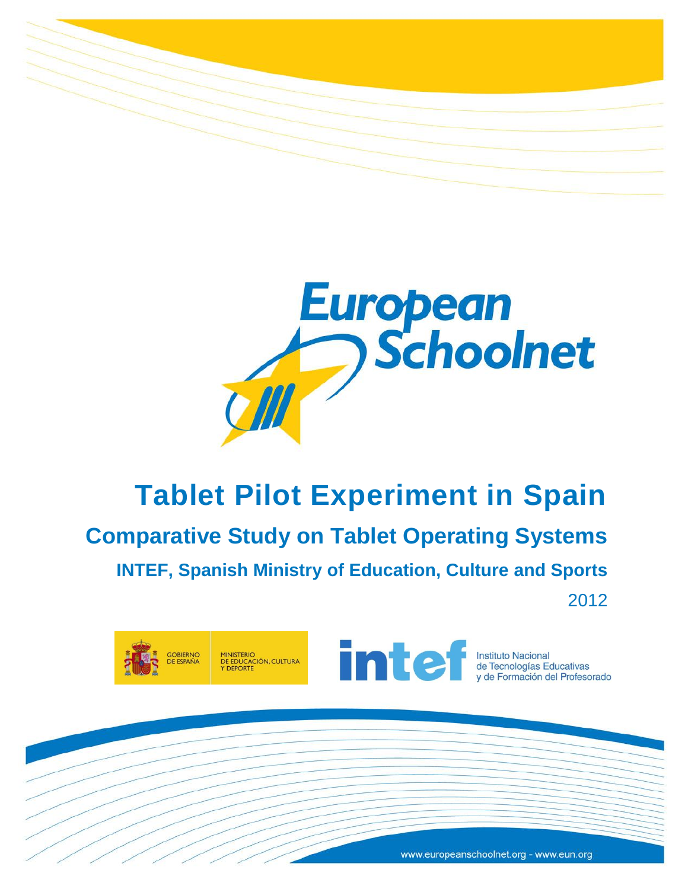European Schoolnet

# Tablet Pilot Experiment in Spain

## Comparative Study on Tablet Operating Systems

### INTEF, Spanish Ministry of Education, Culture and Sports

2012

GOBIERNO DE ESPAÑA — MINISTERIO DE EDUCACIÓN, CULTURA Y DEPORTE

intef — Instituto Nacional de Tecnologías Educativas y de Formación del Profesorado

www.europeanschoolnet.org - www.eun.org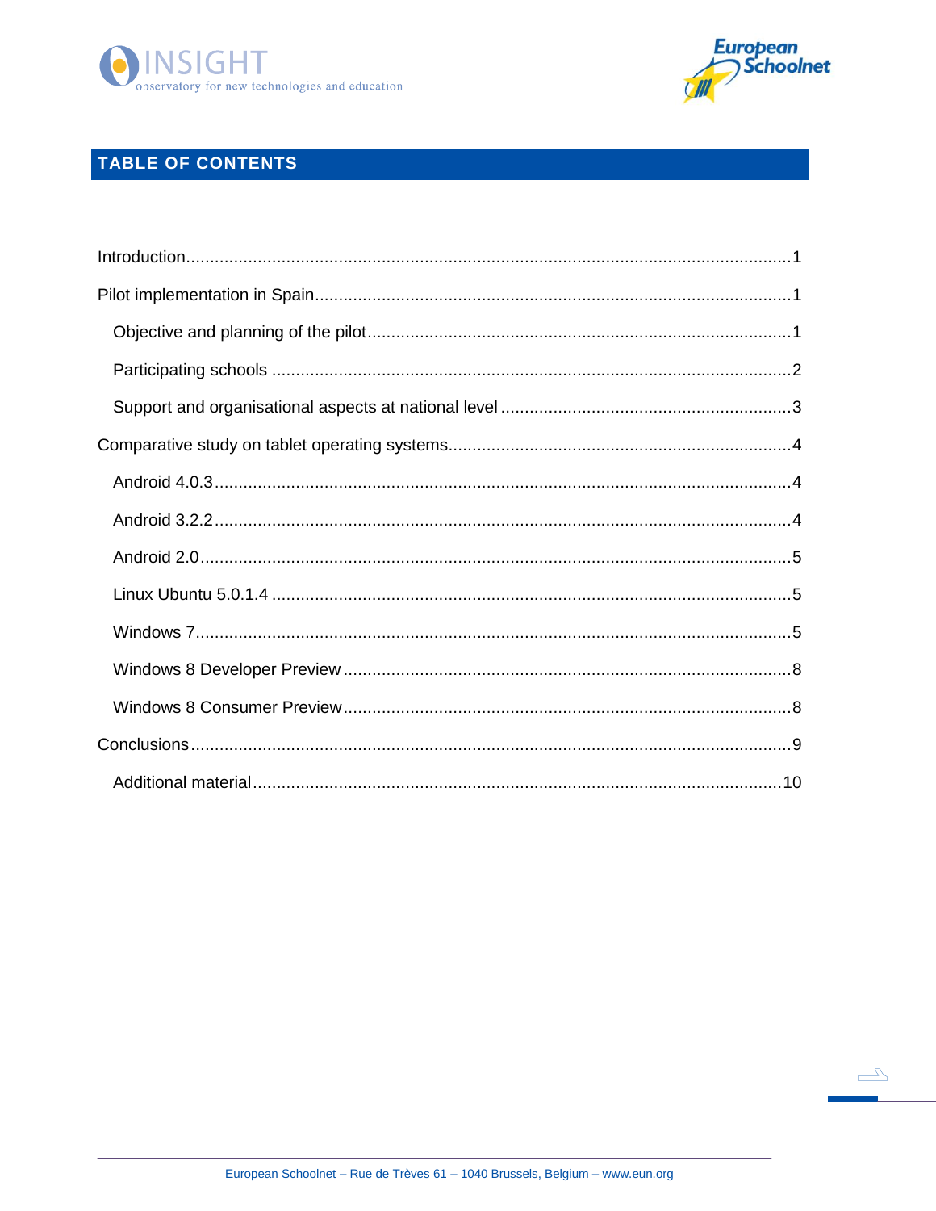## TABLE OF CONTENTS

Introduction ........................................................................................................................ 1

Pilot implementation in Spain ........................................................................................... 1

  Objective and planning of the pilot ................................................................................. 1

  Participating schools ..................................................................................................... 2

  Support and organisational aspects at national level ...................................................... 3

Comparative study on tablet operating systems ................................................................ 4

  Android 4.0.3 ................................................................................................................. 4

  Android 3.2.2 ................................................................................................................. 4

  Android 2.0 ................................................................................................................... 5

  Linux Ubuntu 5.0.1.4 ..................................................................................................... 5

  Windows 7 .................................................................................................................... 5

  Windows 8 Developer Preview ....................................................................................... 8

  Windows 8 Consumer Preview ....................................................................................... 8

Conclusions ...................................................................................................................... 9

  Additional material ........................................................................................................ 10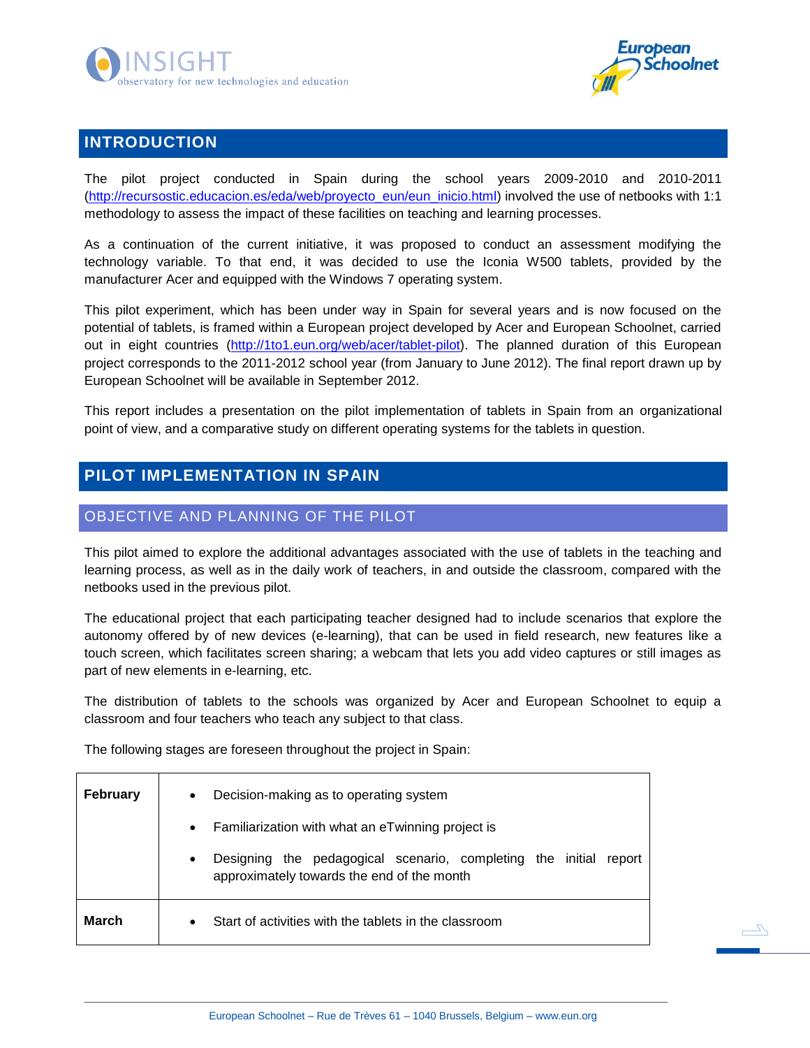## INTRODUCTION

The pilot project conducted in Spain during the school years 2009-2010 and 2010-2011 (http://recursostic.educacion.es/eda/web/proyecto_eun/eun_inicio.html) involved the use of netbooks with 1:1 methodology to assess the impact of these facilities on teaching and learning processes.

As a continuation of the current initiative, it was proposed to conduct an assessment modifying the technology variable. To that end, it was decided to use the Iconia W500 tablets, provided by the manufacturer Acer and equipped with the Windows 7 operating system.

This pilot experiment, which has been under way in Spain for several years and is now focused on the potential of tablets, is framed within a European project developed by Acer and European Schoolnet, carried out in eight countries (http://1to1.eun.org/web/acer/tablet-pilot). The planned duration of this European project corresponds to the 2011-2012 school year (from January to June 2012). The final report drawn up by European Schoolnet will be available in September 2012.

This report includes a presentation on the pilot implementation of tablets in Spain from an organizational point of view, and a comparative study on different operating systems for the tablets in question.

## PILOT IMPLEMENTATION IN SPAIN

### OBJECTIVE AND PLANNING OF THE PILOT

This pilot aimed to explore the additional advantages associated with the use of tablets in the teaching and learning process, as well as in the daily work of teachers, in and outside the classroom, compared with the netbooks used in the previous pilot.

The educational project that each participating teacher designed had to include scenarios that explore the autonomy offered by of new devices (e-learning), that can be used in field research, new features like a touch screen, which facilitates screen sharing; a webcam that lets you add video captures or still images as part of new elements in e-learning, etc.

The distribution of tablets to the schools was organized by Acer and European Schoolnet to equip a classroom and four teachers who teach any subject to that class.

The following stages are foreseen throughout the project in Spain:

| | |
|---|---|
| **February** | • Decision-making as to operating system<br>• Familiarization with what an eTwinning project is<br>• Designing the pedagogical scenario, completing the initial report approximately towards the end of the month |
| **March** | • Start of activities with the tablets in the classroom |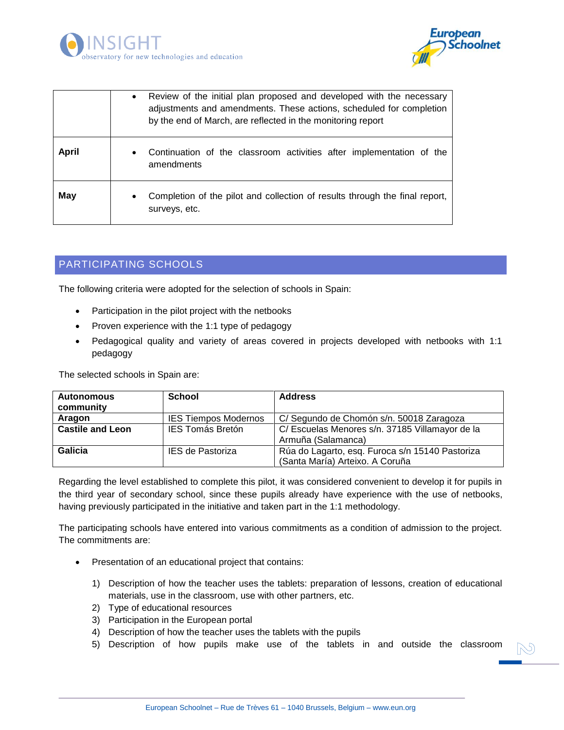| | |
|---|---|
| | • Review of the initial plan proposed and developed with the necessary adjustments and amendments. These actions, scheduled for completion by the end of March, are reflected in the monitoring report |
| **April** | • Continuation of the classroom activities after implementation of the amendments |
| **May** | • Completion of the pilot and collection of results through the final report, surveys, etc. |

## PARTICIPATING SCHOOLS

The following criteria were adopted for the selection of schools in Spain:

- Participation in the pilot project with the netbooks
- Proven experience with the 1:1 type of pedagogy
- Pedagogical quality and variety of areas covered in projects developed with netbooks with 1:1 pedagogy

The selected schools in Spain are:

| Autonomous community | School | Address |
|---|---|---|
| **Aragon** | IES Tiempos Modernos | C/ Segundo de Chomón s/n. 50018 Zaragoza |
| **Castile and Leon** | IES Tomás Bretón | C/ Escuelas Menores s/n. 37185 Villamayor de la Armuña (Salamanca) |
| **Galicia** | IES de Pastoriza | Rúa do Lagarto, esq. Furoca s/n 15140 Pastoriza (Santa María) Arteixo. A Coruña |

Regarding the level established to complete this pilot, it was considered convenient to develop it for pupils in the third year of secondary school, since these pupils already have experience with the use of netbooks, having previously participated in the initiative and taken part in the 1:1 methodology.

The participating schools have entered into various commitments as a condition of admission to the project. The commitments are:

- Presentation of an educational project that contains:

  1) Description of how the teacher uses the tablets: preparation of lessons, creation of educational materials, use in the classroom, use with other partners, etc.
  2) Type of educational resources
  3) Participation in the European portal
  4) Description of how the teacher uses the tablets with the pupils
  5) Description of how pupils make use of the tablets in and outside the classroom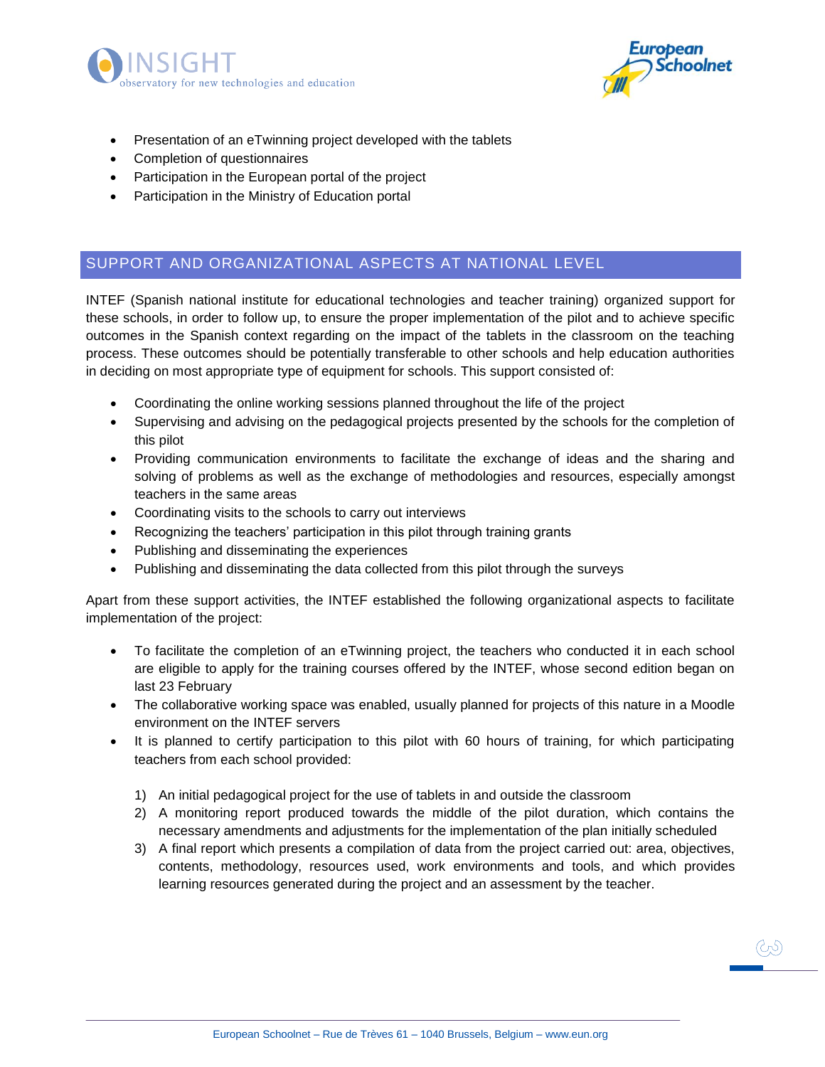- Presentation of an eTwinning project developed with the tablets
- Completion of questionnaires
- Participation in the European portal of the project
- Participation in the Ministry of Education portal

## SUPPORT AND ORGANIZATIONAL ASPECTS AT NATIONAL LEVEL

INTEF (Spanish national institute for educational technologies and teacher training) organized support for these schools, in order to follow up, to ensure the proper implementation of the pilot and to achieve specific outcomes in the Spanish context regarding on the impact of the tablets in the classroom on the teaching process. These outcomes should be potentially transferable to other schools and help education authorities in deciding on most appropriate type of equipment for schools. This support consisted of:

- Coordinating the online working sessions planned throughout the life of the project
- Supervising and advising on the pedagogical projects presented by the schools for the completion of this pilot
- Providing communication environments to facilitate the exchange of ideas and the sharing and solving of problems as well as the exchange of methodologies and resources, especially amongst teachers in the same areas
- Coordinating visits to the schools to carry out interviews
- Recognizing the teachers' participation in this pilot through training grants
- Publishing and disseminating the experiences
- Publishing and disseminating the data collected from this pilot through the surveys

Apart from these support activities, the INTEF established the following organizational aspects to facilitate implementation of the project:

- To facilitate the completion of an eTwinning project, the teachers who conducted it in each school are eligible to apply for the training courses offered by the INTEF, whose second edition began on last 23 February
- The collaborative working space was enabled, usually planned for projects of this nature in a Moodle environment on the INTEF servers
- It is planned to certify participation to this pilot with 60 hours of training, for which participating teachers from each school provided:

    1) An initial pedagogical project for the use of tablets in and outside the classroom
    2) A monitoring report produced towards the middle of the pilot duration, which contains the necessary amendments and adjustments for the implementation of the plan initially scheduled
    3) A final report which presents a compilation of data from the project carried out: area, objectives, contents, methodology, resources used, work environments and tools, and which provides learning resources generated during the project and an assessment by the teacher.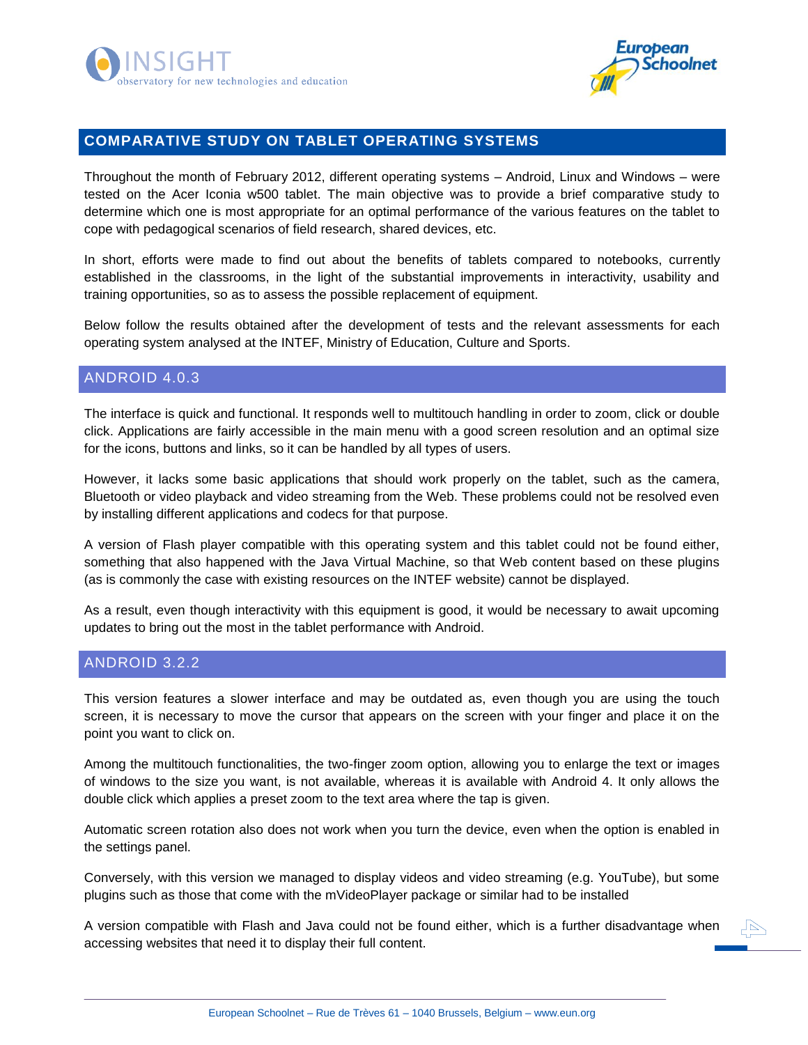## COMPARATIVE STUDY ON TABLET OPERATING SYSTEMS

Throughout the month of February 2012, different operating systems – Android, Linux and Windows – were tested on the Acer Iconia w500 tablet. The main objective was to provide a brief comparative study to determine which one is most appropriate for an optimal performance of the various features on the tablet to cope with pedagogical scenarios of field research, shared devices, etc.

In short, efforts were made to find out about the benefits of tablets compared to notebooks, currently established in the classrooms, in the light of the substantial improvements in interactivity, usability and training opportunities, so as to assess the possible replacement of equipment.

Below follow the results obtained after the development of tests and the relevant assessments for each operating system analysed at the INTEF, Ministry of Education, Culture and Sports.

### ANDROID 4.0.3

The interface is quick and functional. It responds well to multitouch handling in order to zoom, click or double click. Applications are fairly accessible in the main menu with a good screen resolution and an optimal size for the icons, buttons and links, so it can be handled by all types of users.

However, it lacks some basic applications that should work properly on the tablet, such as the camera, Bluetooth or video playback and video streaming from the Web. These problems could not be resolved even by installing different applications and codecs for that purpose.

A version of Flash player compatible with this operating system and this tablet could not be found either, something that also happened with the Java Virtual Machine, so that Web content based on these plugins (as is commonly the case with existing resources on the INTEF website) cannot be displayed.

As a result, even though interactivity with this equipment is good, it would be necessary to await upcoming updates to bring out the most in the tablet performance with Android.

### ANDROID 3.2.2

This version features a slower interface and may be outdated as, even though you are using the touch screen, it is necessary to move the cursor that appears on the screen with your finger and place it on the point you want to click on.

Among the multitouch functionalities, the two-finger zoom option, allowing you to enlarge the text or images of windows to the size you want, is not available, whereas it is available with Android 4. It only allows the double click which applies a preset zoom to the text area where the tap is given.

Automatic screen rotation also does not work when you turn the device, even when the option is enabled in the settings panel.

Conversely, with this version we managed to display videos and video streaming (e.g. YouTube), but some plugins such as those that come with the mVideoPlayer package or similar had to be installed

A version compatible with Flash and Java could not be found either, which is a further disadvantage when accessing websites that need it to display their full content.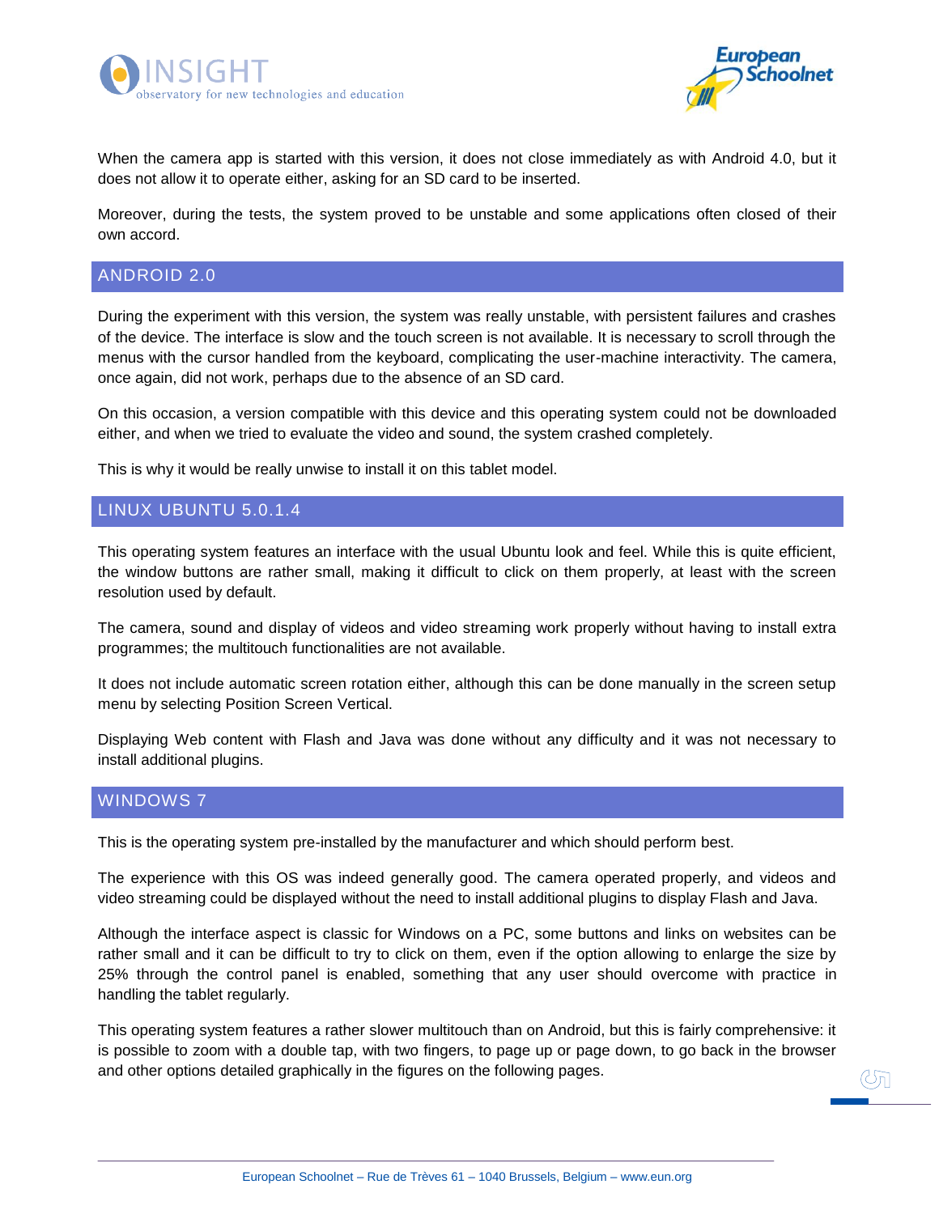When the camera app is started with this version, it does not close immediately as with Android 4.0, but it does not allow it to operate either, asking for an SD card to be inserted.

Moreover, during the tests, the system proved to be unstable and some applications often closed of their own accord.

## ANDROID 2.0

During the experiment with this version, the system was really unstable, with persistent failures and crashes of the device. The interface is slow and the touch screen is not available. It is necessary to scroll through the menus with the cursor handled from the keyboard, complicating the user-machine interactivity. The camera, once again, did not work, perhaps due to the absence of an SD card.

On this occasion, a version compatible with this device and this operating system could not be downloaded either, and when we tried to evaluate the video and sound, the system crashed completely.

This is why it would be really unwise to install it on this tablet model.

## LINUX UBUNTU 5.0.1.4

This operating system features an interface with the usual Ubuntu look and feel. While this is quite efficient, the window buttons are rather small, making it difficult to click on them properly, at least with the screen resolution used by default.

The camera, sound and display of videos and video streaming work properly without having to install extra programmes; the multitouch functionalities are not available.

It does not include automatic screen rotation either, although this can be done manually in the screen setup menu by selecting Position Screen Vertical.

Displaying Web content with Flash and Java was done without any difficulty and it was not necessary to install additional plugins.

## WINDOWS 7

This is the operating system pre-installed by the manufacturer and which should perform best.

The experience with this OS was indeed generally good. The camera operated properly, and videos and video streaming could be displayed without the need to install additional plugins to display Flash and Java.

Although the interface aspect is classic for Windows on a PC, some buttons and links on websites can be rather small and it can be difficult to try to click on them, even if the option allowing to enlarge the size by 25% through the control panel is enabled, something that any user should overcome with practice in handling the tablet regularly.

This operating system features a rather slower multitouch than on Android, but this is fairly comprehensive: it is possible to zoom with a double tap, with two fingers, to page up or page down, to go back in the browser and other options detailed graphically in the figures on the following pages.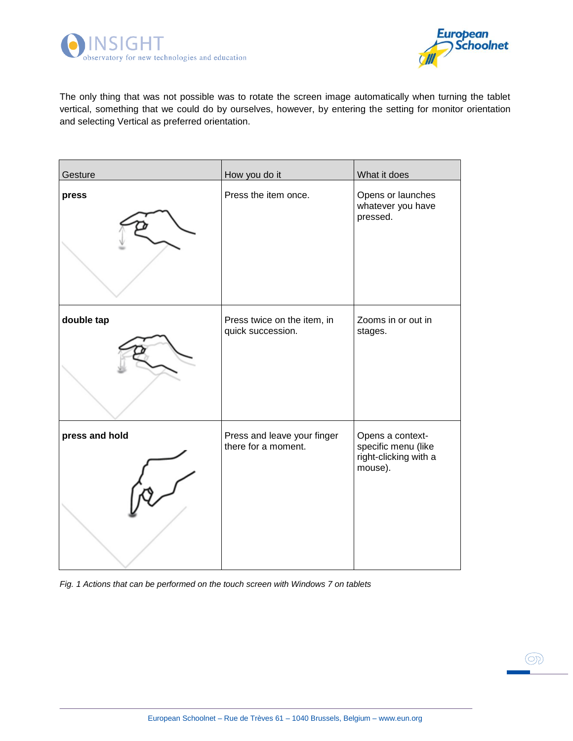The only thing that was not possible was to rotate the screen image automatically when turning the tablet vertical, something that we could do by ourselves, however, by entering the setting for monitor orientation and selecting Vertical as preferred orientation.

| Gesture | How you do it | What it does |
| --- | --- | --- |
| **press** | Press the item once. | Opens or launches whatever you have pressed. |
| **double tap** | Press twice on the item, in quick succession. | Zooms in or out in stages. |
| **press and hold** | Press and leave your finger there for a moment. | Opens a context-specific menu (like right-clicking with a mouse). |

*Fig. 1 Actions that can be performed on the touch screen with Windows 7 on tablets*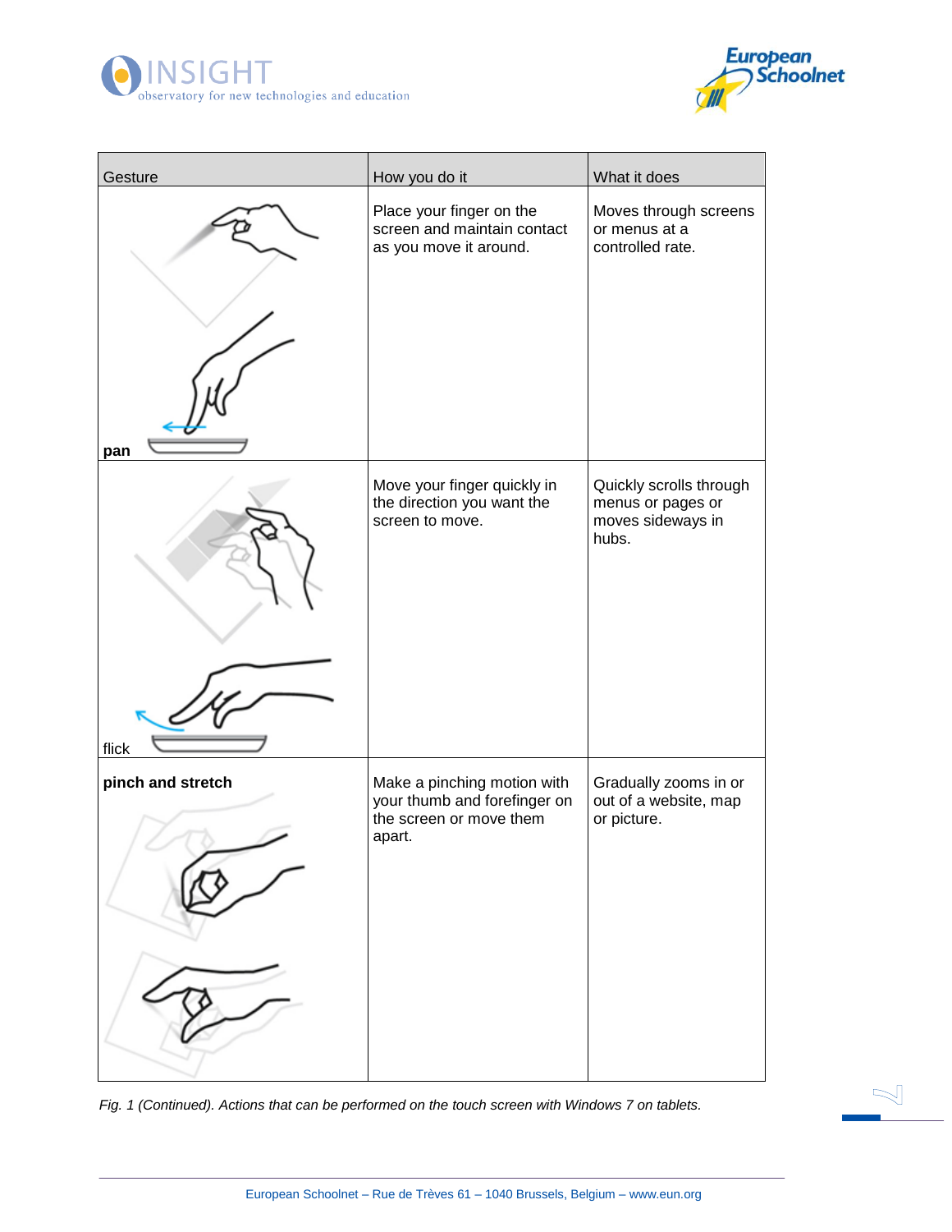| Gesture | How you do it | What it does |
| --- | --- | --- |
| **pan** | Place your finger on the screen and maintain contact as you move it around. | Moves through screens or menus at a controlled rate. |
| flick | Move your finger quickly in the direction you want the screen to move. | Quickly scrolls through menus or pages or moves sideways in hubs. |
| **pinch and stretch** | Make a pinching motion with your thumb and forefinger on the screen or move them apart. | Gradually zooms in or out of a website, map or picture. |

*Fig. 1 (Continued). Actions that can be performed on the touch screen with Windows 7 on tablets.*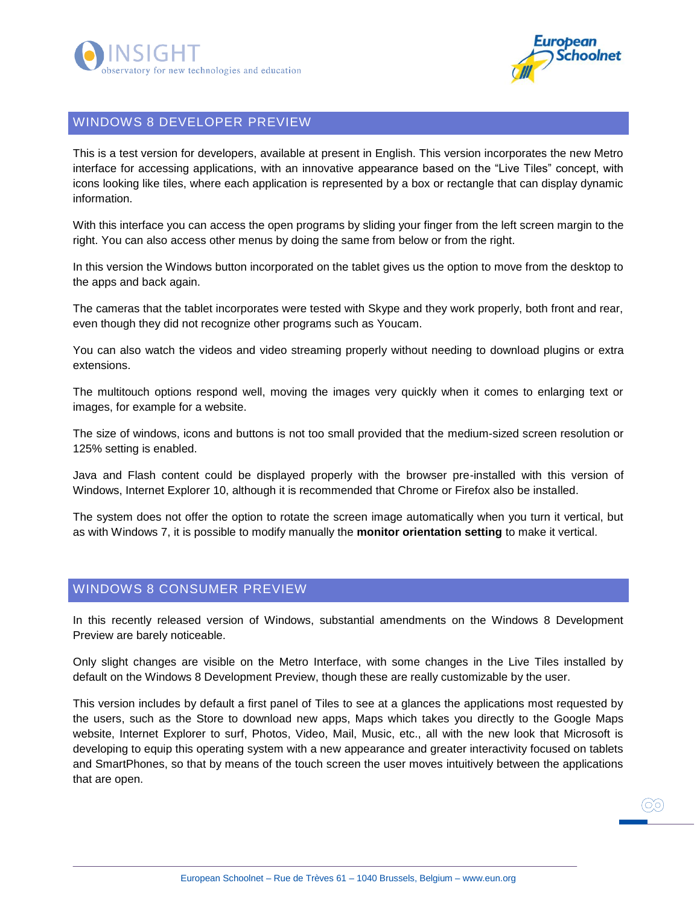## WINDOWS 8 DEVELOPER PREVIEW

This is a test version for developers, available at present in English. This version incorporates the new Metro interface for accessing applications, with an innovative appearance based on the "Live Tiles" concept, with icons looking like tiles, where each application is represented by a box or rectangle that can display dynamic information.

With this interface you can access the open programs by sliding your finger from the left screen margin to the right. You can also access other menus by doing the same from below or from the right.

In this version the Windows button incorporated on the tablet gives us the option to move from the desktop to the apps and back again.

The cameras that the tablet incorporates were tested with Skype and they work properly, both front and rear, even though they did not recognize other programs such as Youcam.

You can also watch the videos and video streaming properly without needing to download plugins or extra extensions.

The multitouch options respond well, moving the images very quickly when it comes to enlarging text or images, for example for a website.

The size of windows, icons and buttons is not too small provided that the medium-sized screen resolution or 125% setting is enabled.

Java and Flash content could be displayed properly with the browser pre-installed with this version of Windows, Internet Explorer 10, although it is recommended that Chrome or Firefox also be installed.

The system does not offer the option to rotate the screen image automatically when you turn it vertical, but as with Windows 7, it is possible to modify manually the **monitor orientation setting** to make it vertical.

## WINDOWS 8 CONSUMER PREVIEW

In this recently released version of Windows, substantial amendments on the Windows 8 Development Preview are barely noticeable.

Only slight changes are visible on the Metro Interface, with some changes in the Live Tiles installed by default on the Windows 8 Development Preview, though these are really customizable by the user.

This version includes by default a first panel of Tiles to see at a glances the applications most requested by the users, such as the Store to download new apps, Maps which takes you directly to the Google Maps website, Internet Explorer to surf, Photos, Video, Mail, Music, etc., all with the new look that Microsoft is developing to equip this operating system with a new appearance and greater interactivity focused on tablets and SmartPhones, so that by means of the touch screen the user moves intuitively between the applications that are open.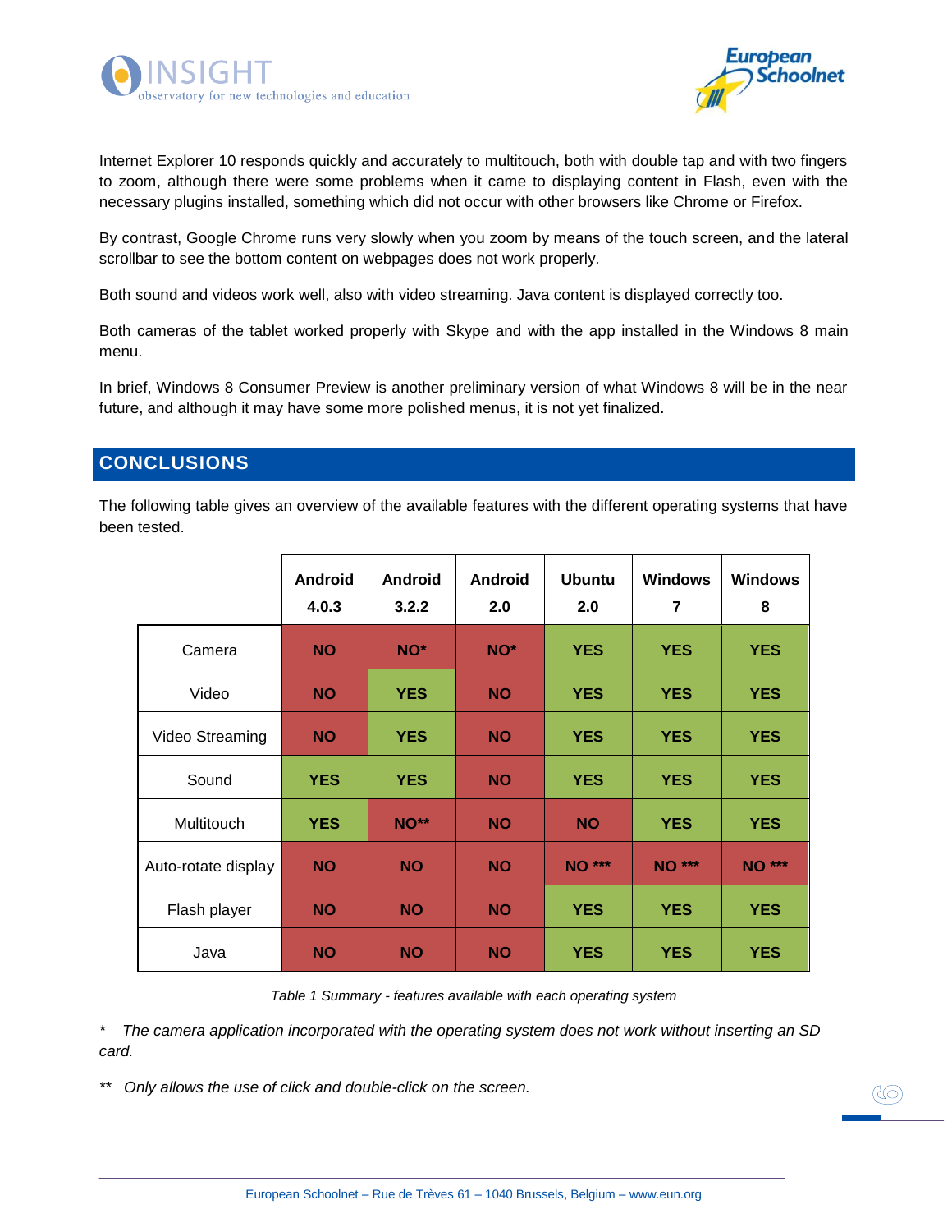Internet Explorer 10 responds quickly and accurately to multitouch, both with double tap and with two fingers to zoom, although there were some problems when it came to displaying content in Flash, even with the necessary plugins installed, something which did not occur with other browsers like Chrome or Firefox.

By contrast, Google Chrome runs very slowly when you zoom by means of the touch screen, and the lateral scrollbar to see the bottom content on webpages does not work properly.

Both sound and videos work well, also with video streaming. Java content is displayed correctly too.

Both cameras of the tablet worked properly with Skype and with the app installed in the Windows 8 main menu.

In brief, Windows 8 Consumer Preview is another preliminary version of what Windows 8 will be in the near future, and although it may have some more polished menus, it is not yet finalized.

## CONCLUSIONS

The following table gives an overview of the available features with the different operating systems that have been tested.

| | Android 4.0.3 | Android 3.2.2 | Android 2.0 | Ubuntu 2.0 | Windows 7 | Windows 8 |
|---|---|---|---|---|---|---|
| Camera | NO | NO* | NO* | YES | YES | YES |
| Video | NO | YES | NO | YES | YES | YES |
| Video Streaming | NO | YES | NO | YES | YES | YES |
| Sound | YES | YES | NO | YES | YES | YES |
| Multitouch | YES | NO** | NO | NO | YES | YES |
| Auto-rotate display | NO | NO | NO | NO *** | NO *** | NO *** |
| Flash player | NO | NO | NO | YES | YES | YES |
| Java | NO | NO | NO | YES | YES | YES |

*Table 1 Summary - features available with each operating system*

*\*   The camera application incorporated with the operating system does not work without inserting an SD card.*

*\*\*   Only allows the use of click and double-click on the screen.*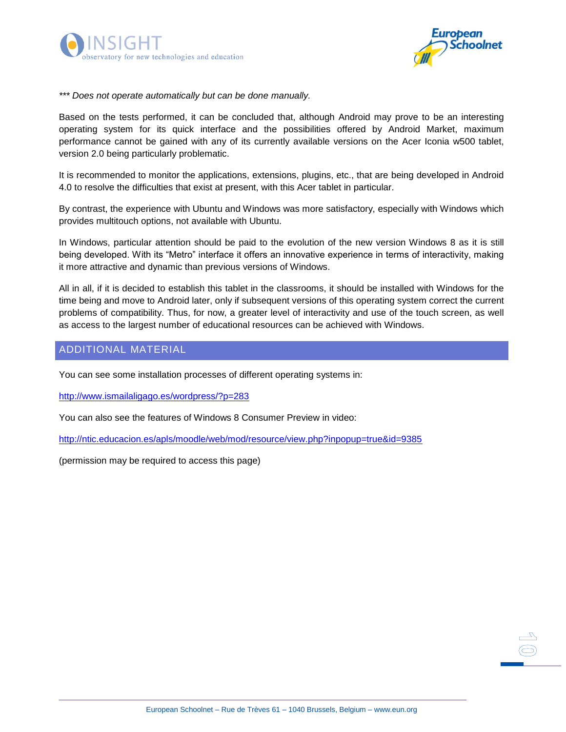*** Does not operate automatically but can be done manually.*

Based on the tests performed, it can be concluded that, although Android may prove to be an interesting operating system for its quick interface and the possibilities offered by Android Market, maximum performance cannot be gained with any of its currently available versions on the Acer Iconia w500 tablet, version 2.0 being particularly problematic.

It is recommended to monitor the applications, extensions, plugins, etc., that are being developed in Android 4.0 to resolve the difficulties that exist at present, with this Acer tablet in particular.

By contrast, the experience with Ubuntu and Windows was more satisfactory, especially with Windows which provides multitouch options, not available with Ubuntu.

In Windows, particular attention should be paid to the evolution of the new version Windows 8 as it is still being developed. With its "Metro" interface it offers an innovative experience in terms of interactivity, making it more attractive and dynamic than previous versions of Windows.

All in all, if it is decided to establish this tablet in the classrooms, it should be installed with Windows for the time being and move to Android later, only if subsequent versions of this operating system correct the current problems of compatibility. Thus, for now, a greater level of interactivity and use of the touch screen, as well as access to the largest number of educational resources can be achieved with Windows.

## ADDITIONAL MATERIAL

You can see some installation processes of different operating systems in:

http://www.ismailaligago.es/wordpress/?p=283

You can also see the features of Windows 8 Consumer Preview in video:

http://ntic.educacion.es/apls/moodle/web/mod/resource/view.php?inpopup=true&id=9385

(permission may be required to access this page)